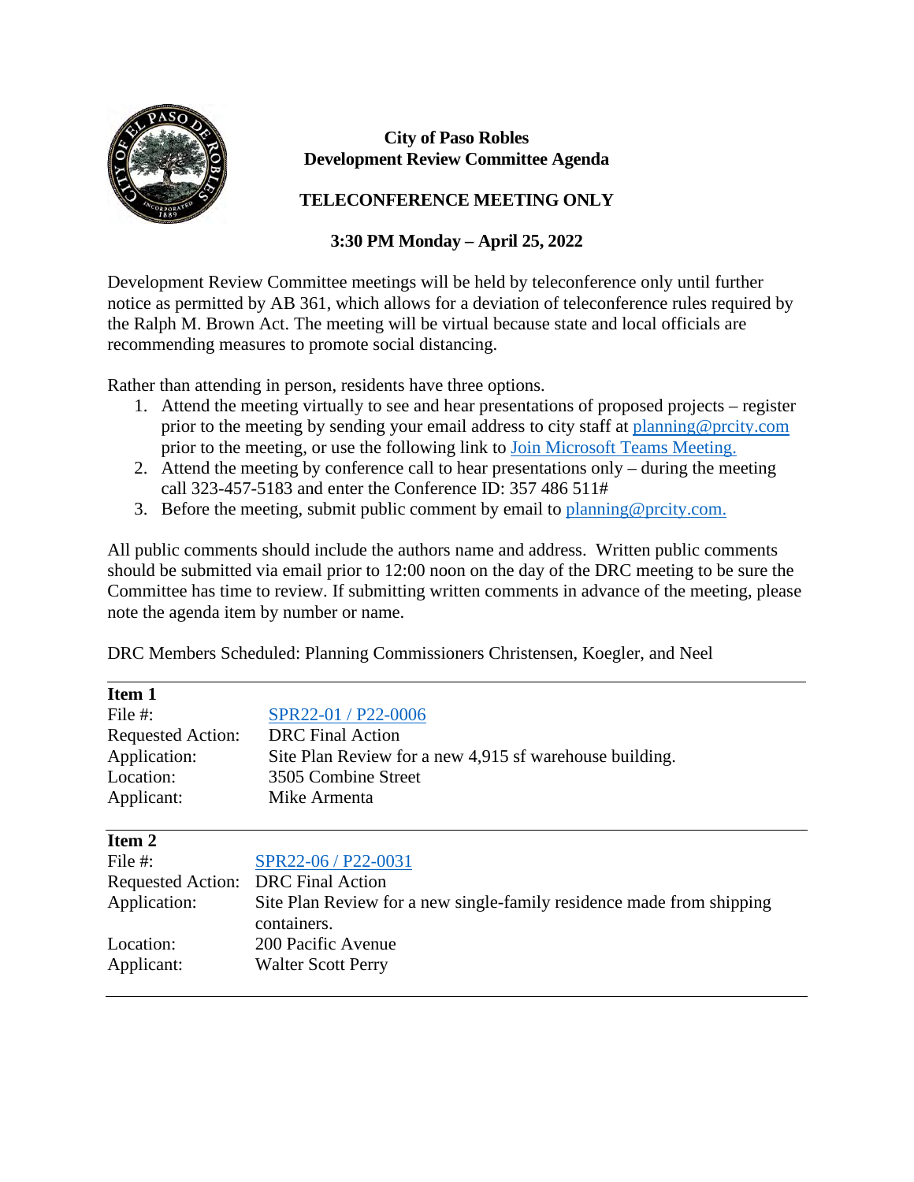# City of Paso Robles
## Development Review Committee Agenda

### TELECONFERENCE MEETING ONLY

**3:30 PM Monday – April 25, 2022**

Development Review Committee meetings will be held by teleconference only until further notice as permitted by AB 361, which allows for a deviation of teleconference rules required by the Ralph M. Brown Act. The meeting will be virtual because state and local officials are recommending measures to promote social distancing.

Rather than attending in person, residents have three options.

1. Attend the meeting virtually to see and hear presentations of proposed projects – register prior to the meeting by sending your email address to city staff at planning@prcity.com prior to the meeting, or use the following link to Join Microsoft Teams Meeting.
2. Attend the meeting by conference call to hear presentations only – during the meeting call 323-457-5183 and enter the Conference ID: 357 486 511#
3. Before the meeting, submit public comment by email to planning@prcity.com.

All public comments should include the authors name and address. Written public comments should be submitted via email prior to 12:00 noon on the day of the DRC meeting to be sure the Committee has time to review. If submitting written comments in advance of the meeting, please note the agenda item by number or name.

DRC Members Scheduled: Planning Commissioners Christensen, Koegler, and Neel

---

**Item 1**

| | |
|---|---|
| File #: | SPR22-01 / P22-0006 |
| Requested Action: | DRC Final Action |
| Application: | Site Plan Review for a new 4,915 sf warehouse building. |
| Location: | 3505 Combine Street |
| Applicant: | Mike Armenta |

---

**Item 2**

| | |
|---|---|
| File #: | SPR22-06 / P22-0031 |
| Requested Action: | DRC Final Action |
| Application: | Site Plan Review for a new single-family residence made from shipping containers. |
| Location: | 200 Pacific Avenue |
| Applicant: | Walter Scott Perry |

---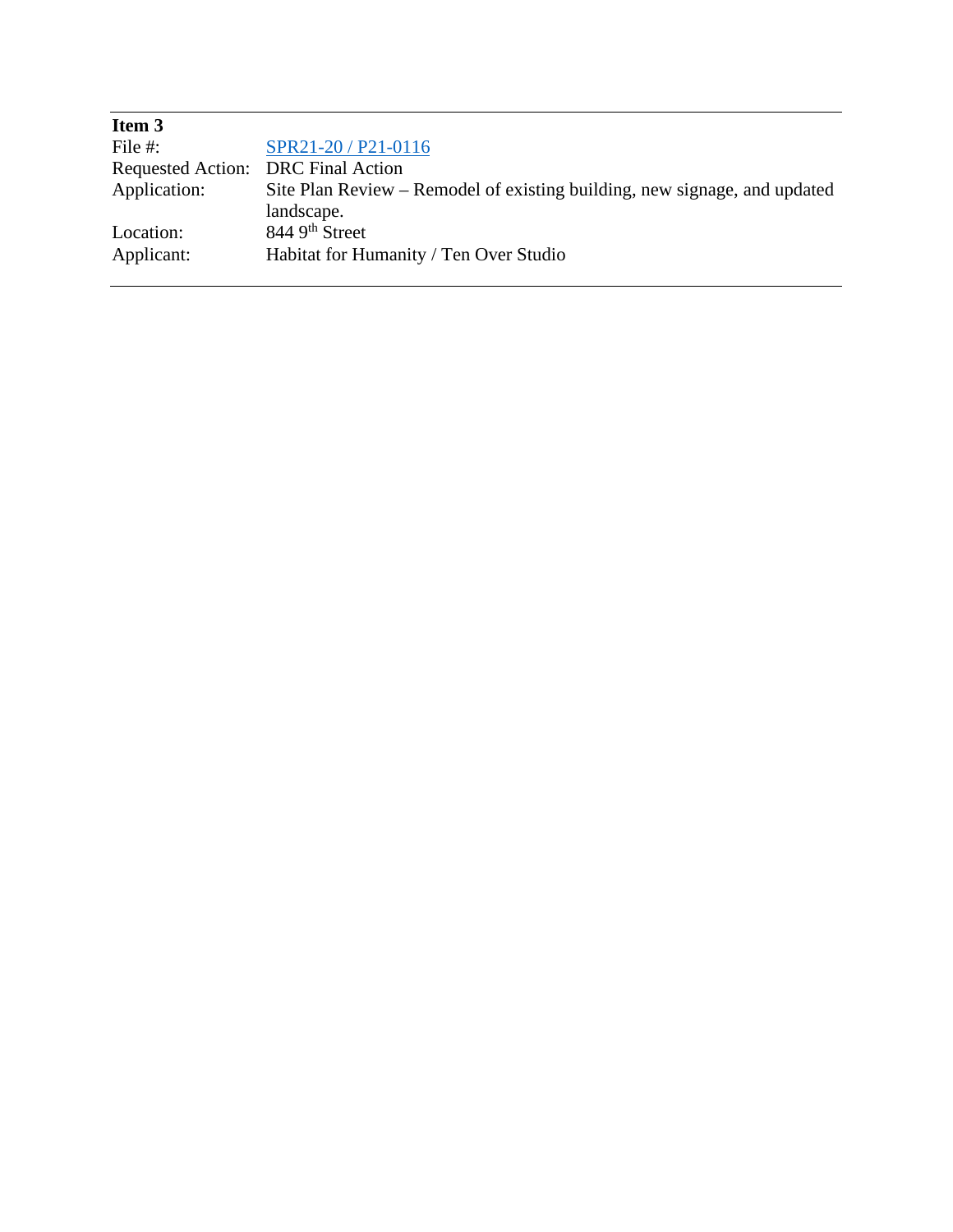**Item 3**

| | |
|---|---|
| File #: | SPR21-20 / P21-0116 |
| Requested Action: | DRC Final Action |
| Application: | Site Plan Review – Remodel of existing building, new signage, and updated landscape. |
| Location: | 844 9th Street |
| Applicant: | Habitat for Humanity / Ten Over Studio |